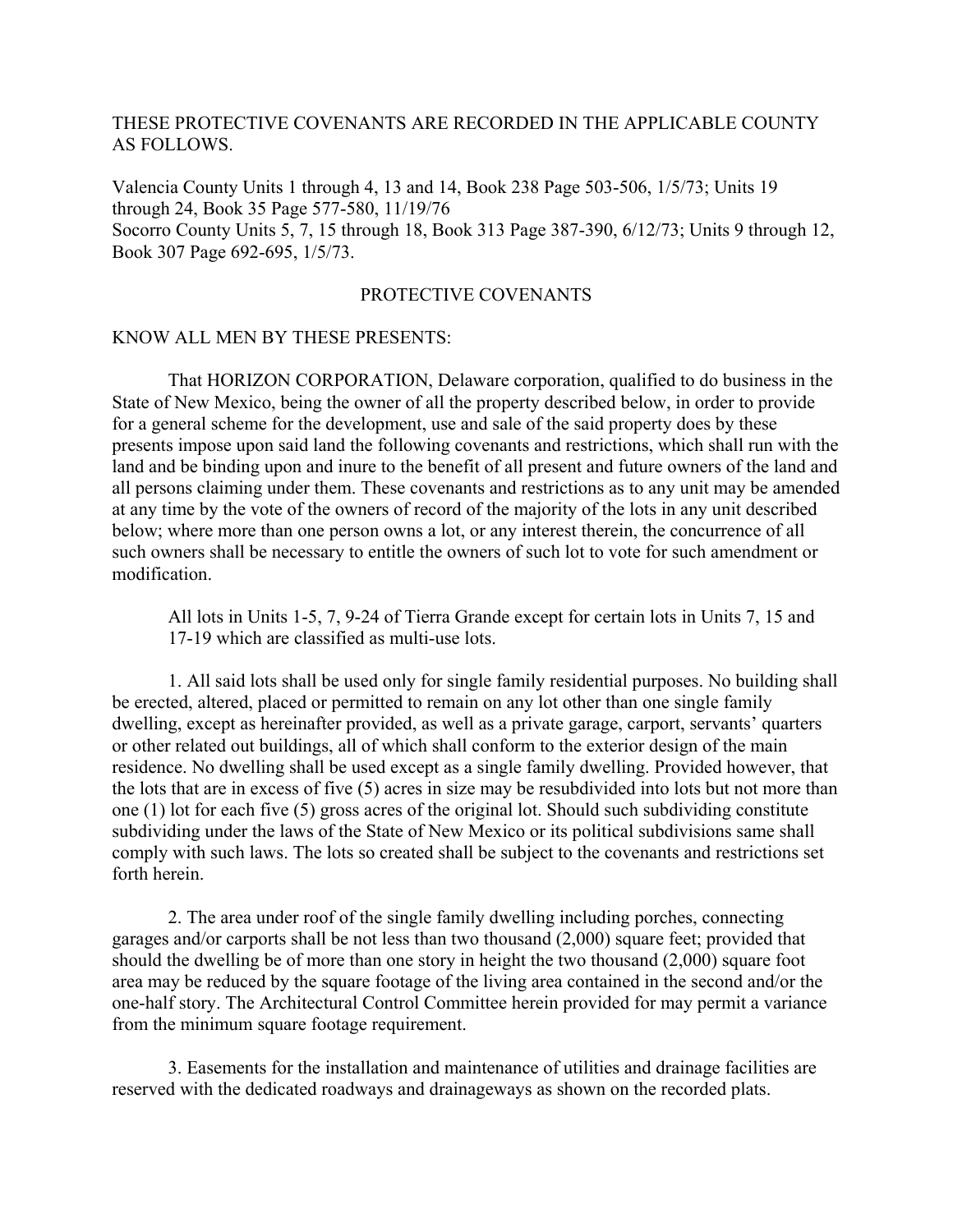THESE PROTECTIVE COVENANTS ARE RECORDED IN THE APPLICABLE COUNTY AS FOLLOWS.

Valencia County Units 1 through 4, 13 and 14, Book 238 Page 503-506, 1/5/73; Units 19 through 24, Book 35 Page 577-580, 11/19/76
Socorro County Units 5, 7, 15 through 18, Book 313 Page 387-390, 6/12/73; Units 9 through 12, Book 307 Page 692-695, 1/5/73.

# PROTECTIVE COVENANTS

KNOW ALL MEN BY THESE PRESENTS:

That HORIZON CORPORATION, Delaware corporation, qualified to do business in the State of New Mexico, being the owner of all the property described below, in order to provide for a general scheme for the development, use and sale of the said property does by these presents impose upon said land the following covenants and restrictions, which shall run with the land and be binding upon and inure to the benefit of all present and future owners of the land and all persons claiming under them. These covenants and restrictions as to any unit may be amended at any time by the vote of the owners of record of the majority of the lots in any unit described below; where more than one person owns a lot, or any interest therein, the concurrence of all such owners shall be necessary to entitle the owners of such lot to vote for such amendment or modification.

> All lots in Units 1-5, 7, 9-24 of Tierra Grande except for certain lots in Units 7, 15 and 17-19 which are classified as multi-use lots.

1. All said lots shall be used only for single family residential purposes. No building shall be erected, altered, placed or permitted to remain on any lot other than one single family dwelling, except as hereinafter provided, as well as a private garage, carport, servants' quarters or other related out buildings, all of which shall conform to the exterior design of the main residence. No dwelling shall be used except as a single family dwelling. Provided however, that the lots that are in excess of five (5) acres in size may be resubdivided into lots but not more than one (1) lot for each five (5) gross acres of the original lot. Should such subdividing constitute subdividing under the laws of the State of New Mexico or its political subdivisions same shall comply with such laws. The lots so created shall be subject to the covenants and restrictions set forth herein.

2. The area under roof of the single family dwelling including porches, connecting garages and/or carports shall be not less than two thousand (2,000) square feet; provided that should the dwelling be of more than one story in height the two thousand (2,000) square foot area may be reduced by the square footage of the living area contained in the second and/or the one-half story. The Architectural Control Committee herein provided for may permit a variance from the minimum square footage requirement.

3. Easements for the installation and maintenance of utilities and drainage facilities are reserved with the dedicated roadways and drainageways as shown on the recorded plats.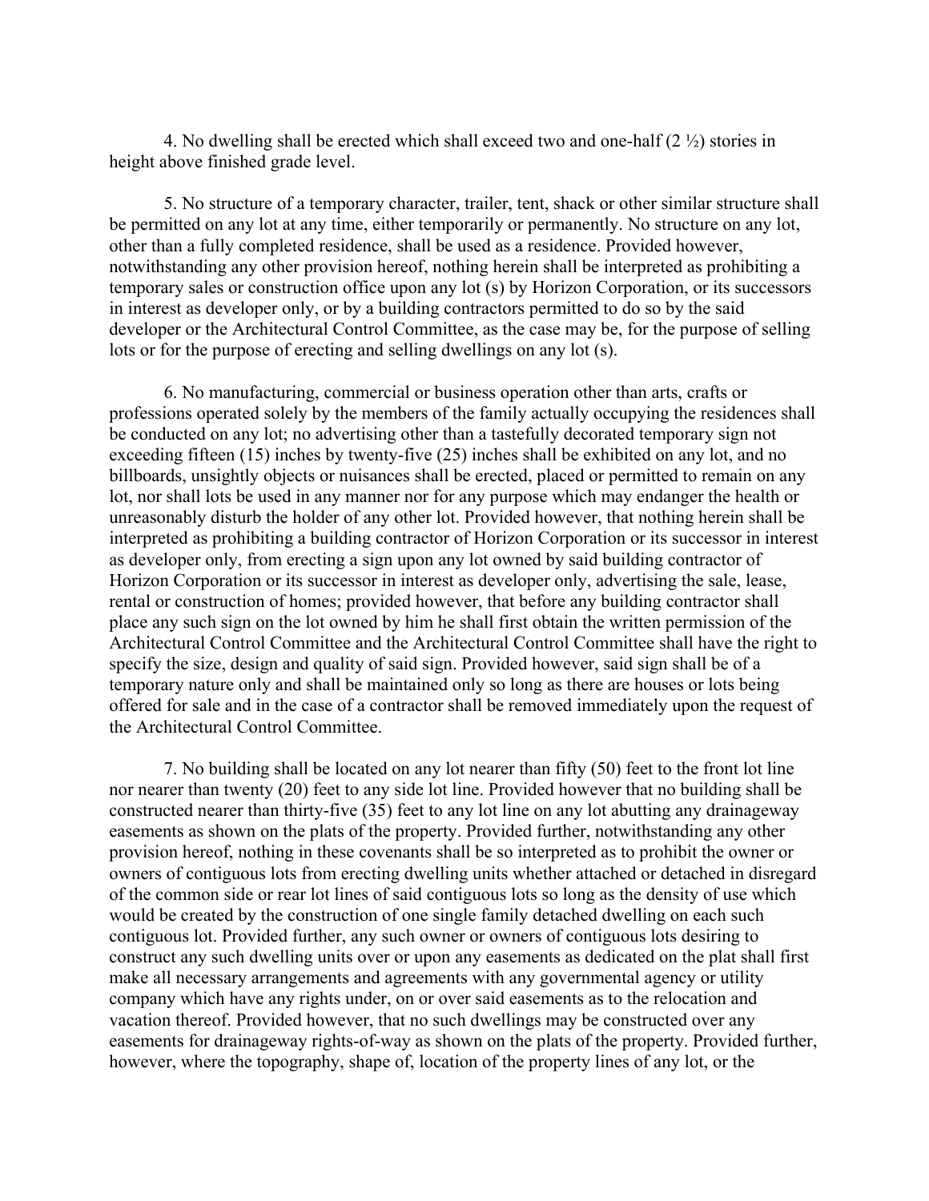4. No dwelling shall be erected which shall exceed two and one-half (2 ½) stories in height above finished grade level.

5. No structure of a temporary character, trailer, tent, shack or other similar structure shall be permitted on any lot at any time, either temporarily or permanently. No structure on any lot, other than a fully completed residence, shall be used as a residence. Provided however, notwithstanding any other provision hereof, nothing herein shall be interpreted as prohibiting a temporary sales or construction office upon any lot (s) by Horizon Corporation, or its successors in interest as developer only, or by a building contractors permitted to do so by the said developer or the Architectural Control Committee, as the case may be, for the purpose of selling lots or for the purpose of erecting and selling dwellings on any lot (s).

6. No manufacturing, commercial or business operation other than arts, crafts or professions operated solely by the members of the family actually occupying the residences shall be conducted on any lot; no advertising other than a tastefully decorated temporary sign not exceeding fifteen (15) inches by twenty-five (25) inches shall be exhibited on any lot, and no billboards, unsightly objects or nuisances shall be erected, placed or permitted to remain on any lot, nor shall lots be used in any manner nor for any purpose which may endanger the health or unreasonably disturb the holder of any other lot. Provided however, that nothing herein shall be interpreted as prohibiting a building contractor of Horizon Corporation or its successor in interest as developer only, from erecting a sign upon any lot owned by said building contractor of Horizon Corporation or its successor in interest as developer only, advertising the sale, lease, rental or construction of homes; provided however, that before any building contractor shall place any such sign on the lot owned by him he shall first obtain the written permission of the Architectural Control Committee and the Architectural Control Committee shall have the right to specify the size, design and quality of said sign. Provided however, said sign shall be of a temporary nature only and shall be maintained only so long as there are houses or lots being offered for sale and in the case of a contractor shall be removed immediately upon the request of the Architectural Control Committee.

7. No building shall be located on any lot nearer than fifty (50) feet to the front lot line nor nearer than twenty (20) feet to any side lot line. Provided however that no building shall be constructed nearer than thirty-five (35) feet to any lot line on any lot abutting any drainageway easements as shown on the plats of the property. Provided further, notwithstanding any other provision hereof, nothing in these covenants shall be so interpreted as to prohibit the owner or owners of contiguous lots from erecting dwelling units whether attached or detached in disregard of the common side or rear lot lines of said contiguous lots so long as the density of use which would be created by the construction of one single family detached dwelling on each such contiguous lot. Provided further, any such owner or owners of contiguous lots desiring to construct any such dwelling units over or upon any easements as dedicated on the plat shall first make all necessary arrangements and agreements with any governmental agency or utility company which have any rights under, on or over said easements as to the relocation and vacation thereof. Provided however, that no such dwellings may be constructed over any easements for drainageway rights-of-way as shown on the plats of the property. Provided further, however, where the topography, shape of, location of the property lines of any lot, or the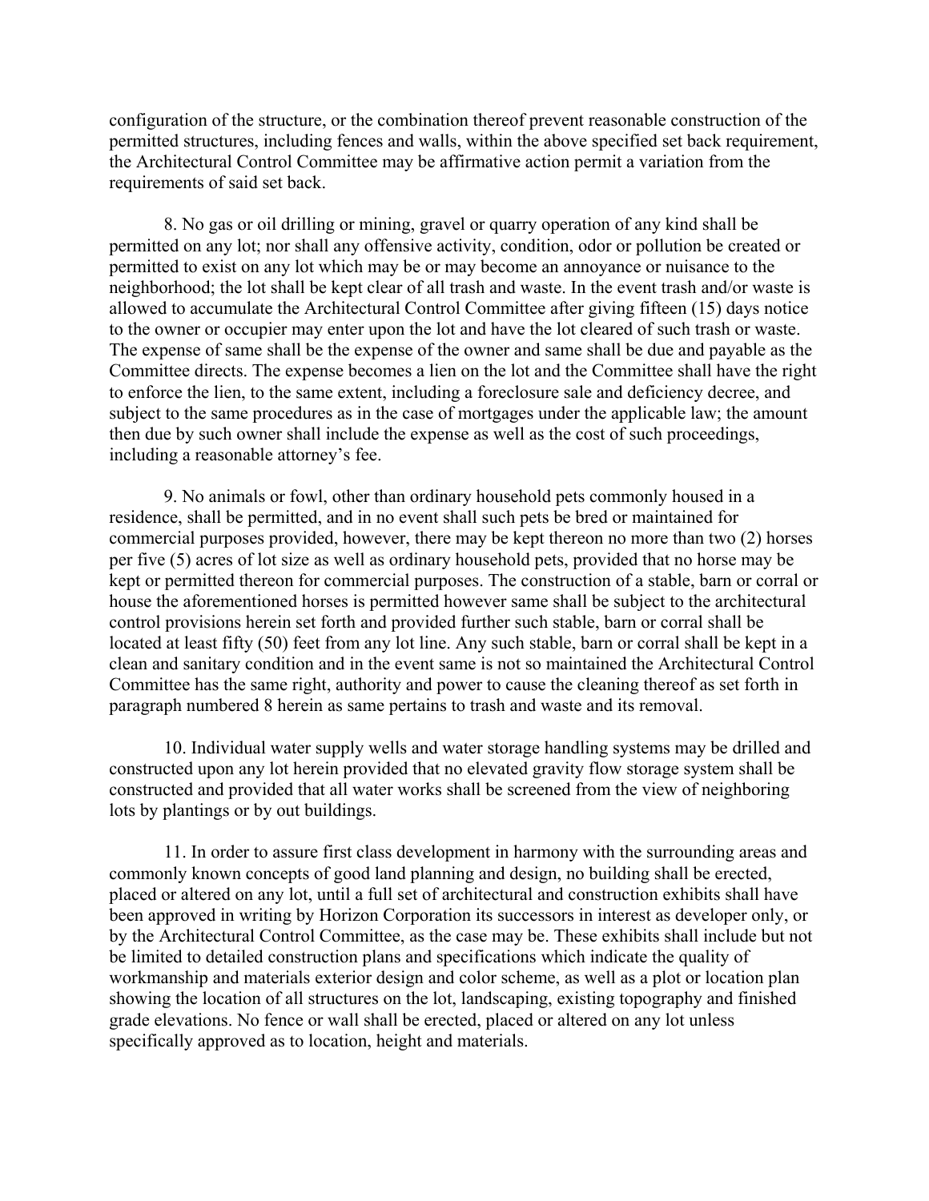configuration of the structure, or the combination thereof prevent reasonable construction of the permitted structures, including fences and walls, within the above specified set back requirement, the Architectural Control Committee may be affirmative action permit a variation from the requirements of said set back.

8. No gas or oil drilling or mining, gravel or quarry operation of any kind shall be permitted on any lot; nor shall any offensive activity, condition, odor or pollution be created or permitted to exist on any lot which may be or may become an annoyance or nuisance to the neighborhood; the lot shall be kept clear of all trash and waste. In the event trash and/or waste is allowed to accumulate the Architectural Control Committee after giving fifteen (15) days notice to the owner or occupier may enter upon the lot and have the lot cleared of such trash or waste. The expense of same shall be the expense of the owner and same shall be due and payable as the Committee directs. The expense becomes a lien on the lot and the Committee shall have the right to enforce the lien, to the same extent, including a foreclosure sale and deficiency decree, and subject to the same procedures as in the case of mortgages under the applicable law; the amount then due by such owner shall include the expense as well as the cost of such proceedings, including a reasonable attorney's fee.

9. No animals or fowl, other than ordinary household pets commonly housed in a residence, shall be permitted, and in no event shall such pets be bred or maintained for commercial purposes provided, however, there may be kept thereon no more than two (2) horses per five (5) acres of lot size as well as ordinary household pets, provided that no horse may be kept or permitted thereon for commercial purposes. The construction of a stable, barn or corral or house the aforementioned horses is permitted however same shall be subject to the architectural control provisions herein set forth and provided further such stable, barn or corral shall be located at least fifty (50) feet from any lot line. Any such stable, barn or corral shall be kept in a clean and sanitary condition and in the event same is not so maintained the Architectural Control Committee has the same right, authority and power to cause the cleaning thereof as set forth in paragraph numbered 8 herein as same pertains to trash and waste and its removal.

10. Individual water supply wells and water storage handling systems may be drilled and constructed upon any lot herein provided that no elevated gravity flow storage system shall be constructed and provided that all water works shall be screened from the view of neighboring lots by plantings or by out buildings.

11. In order to assure first class development in harmony with the surrounding areas and commonly known concepts of good land planning and design, no building shall be erected, placed or altered on any lot, until a full set of architectural and construction exhibits shall have been approved in writing by Horizon Corporation its successors in interest as developer only, or by the Architectural Control Committee, as the case may be. These exhibits shall include but not be limited to detailed construction plans and specifications which indicate the quality of workmanship and materials exterior design and color scheme, as well as a plot or location plan showing the location of all structures on the lot, landscaping, existing topography and finished grade elevations. No fence or wall shall be erected, placed or altered on any lot unless specifically approved as to location, height and materials.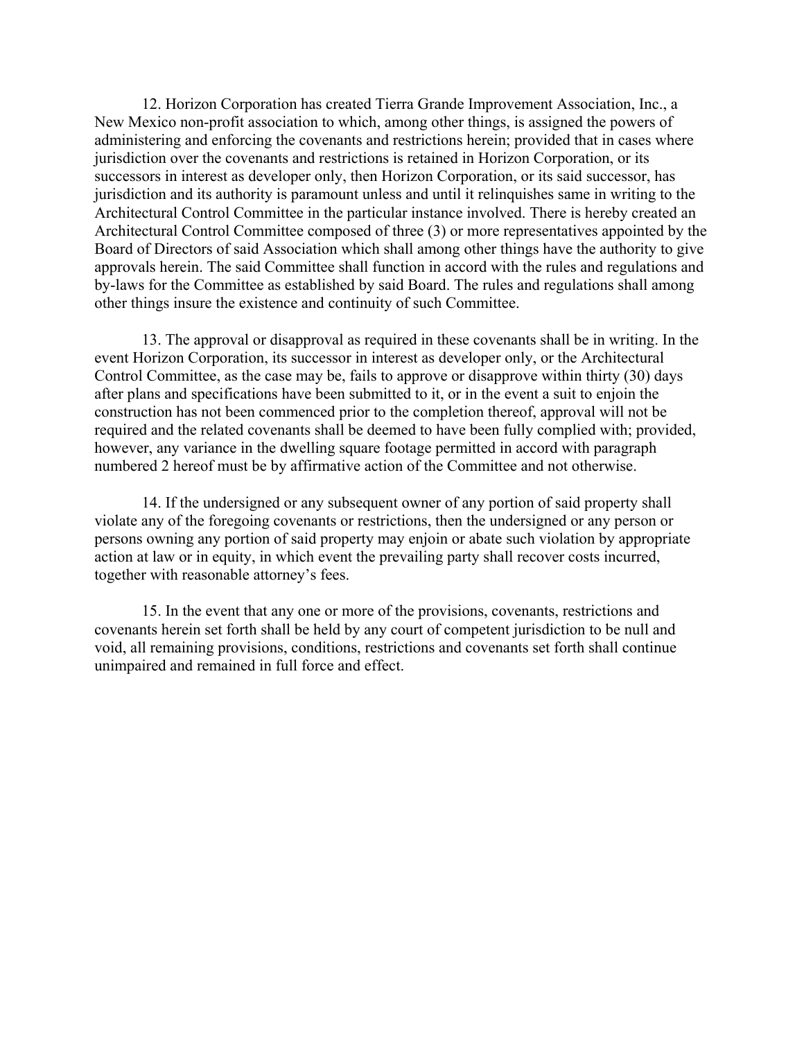12. Horizon Corporation has created Tierra Grande Improvement Association, Inc., a New Mexico non-profit association to which, among other things, is assigned the powers of administering and enforcing the covenants and restrictions herein; provided that in cases where jurisdiction over the covenants and restrictions is retained in Horizon Corporation, or its successors in interest as developer only, then Horizon Corporation, or its said successor, has jurisdiction and its authority is paramount unless and until it relinquishes same in writing to the Architectural Control Committee in the particular instance involved. There is hereby created an Architectural Control Committee composed of three (3) or more representatives appointed by the Board of Directors of said Association which shall among other things have the authority to give approvals herein. The said Committee shall function in accord with the rules and regulations and by-laws for the Committee as established by said Board. The rules and regulations shall among other things insure the existence and continuity of such Committee.

13. The approval or disapproval as required in these covenants shall be in writing. In the event Horizon Corporation, its successor in interest as developer only, or the Architectural Control Committee, as the case may be, fails to approve or disapprove within thirty (30) days after plans and specifications have been submitted to it, or in the event a suit to enjoin the construction has not been commenced prior to the completion thereof, approval will not be required and the related covenants shall be deemed to have been fully complied with; provided, however, any variance in the dwelling square footage permitted in accord with paragraph numbered 2 hereof must be by affirmative action of the Committee and not otherwise.

14. If the undersigned or any subsequent owner of any portion of said property shall violate any of the foregoing covenants or restrictions, then the undersigned or any person or persons owning any portion of said property may enjoin or abate such violation by appropriate action at law or in equity, in which event the prevailing party shall recover costs incurred, together with reasonable attorney's fees.

15. In the event that any one or more of the provisions, covenants, restrictions and covenants herein set forth shall be held by any court of competent jurisdiction to be null and void, all remaining provisions, conditions, restrictions and covenants set forth shall continue unimpaired and remained in full force and effect.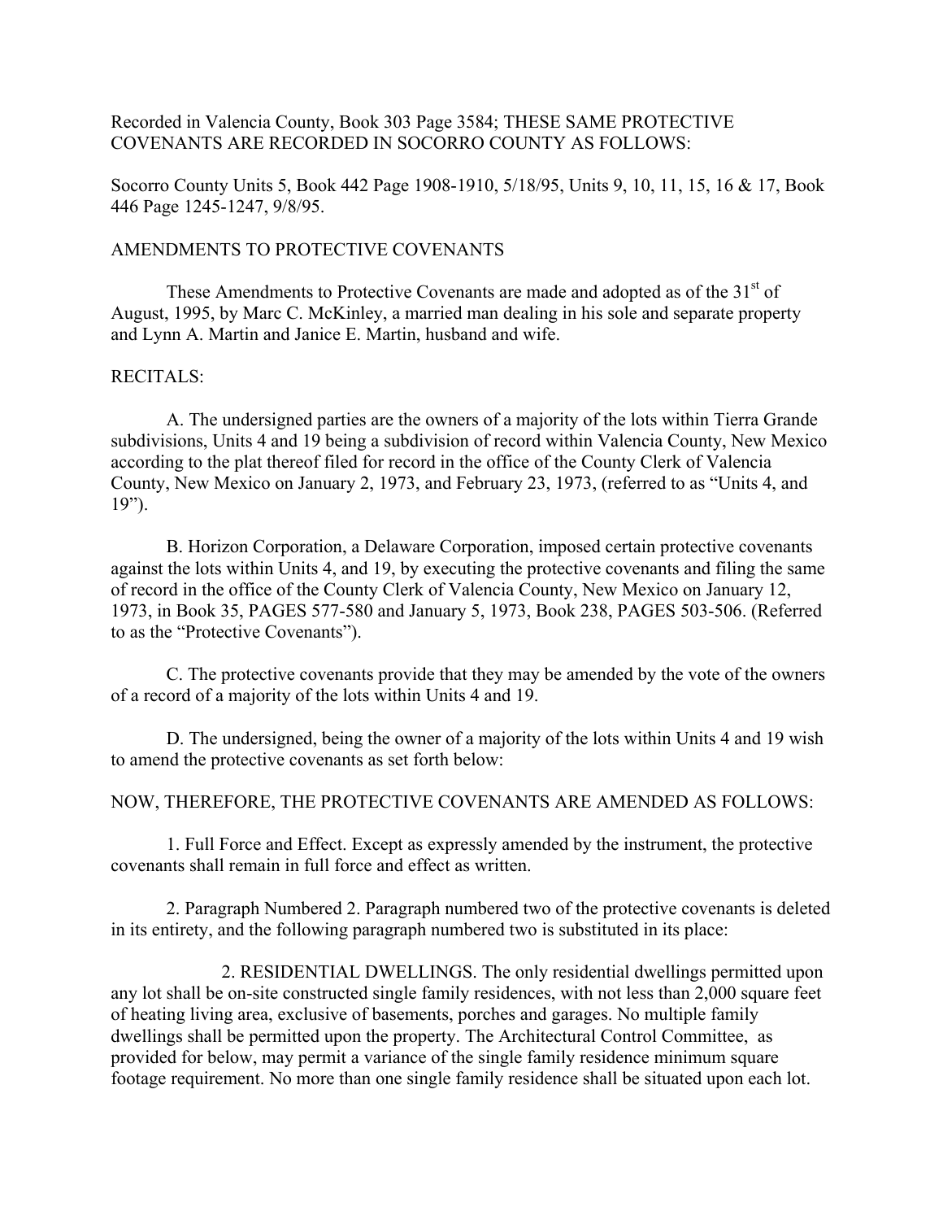Recorded in Valencia County, Book 303 Page 3584; THESE SAME PROTECTIVE COVENANTS ARE RECORDED IN SOCORRO COUNTY AS FOLLOWS:

Socorro County Units 5, Book 442 Page 1908-1910, 5/18/95, Units 9, 10, 11, 15, 16 & 17, Book 446 Page 1245-1247, 9/8/95.

AMENDMENTS TO PROTECTIVE COVENANTS

These Amendments to Protective Covenants are made and adopted as of the 31st of August, 1995, by Marc C. McKinley, a married man dealing in his sole and separate property and Lynn A. Martin and Janice E. Martin, husband and wife.

RECITALS:

A. The undersigned parties are the owners of a majority of the lots within Tierra Grande subdivisions, Units 4 and 19 being a subdivision of record within Valencia County, New Mexico according to the plat thereof filed for record in the office of the County Clerk of Valencia County, New Mexico on January 2, 1973, and February 23, 1973, (referred to as "Units 4, and 19").

B. Horizon Corporation, a Delaware Corporation, imposed certain protective covenants against the lots within Units 4, and 19, by executing the protective covenants and filing the same of record in the office of the County Clerk of Valencia County, New Mexico on January 12, 1973, in Book 35, PAGES 577-580 and January 5, 1973, Book 238, PAGES 503-506. (Referred to as the "Protective Covenants").

C. The protective covenants provide that they may be amended by the vote of the owners of a record of a majority of the lots within Units 4 and 19.

D. The undersigned, being the owner of a majority of the lots within Units 4 and 19 wish to amend the protective covenants as set forth below:

NOW, THEREFORE, THE PROTECTIVE COVENANTS ARE AMENDED AS FOLLOWS:

1. Full Force and Effect. Except as expressly amended by the instrument, the protective covenants shall remain in full force and effect as written.

2. Paragraph Numbered 2. Paragraph numbered two of the protective covenants is deleted in its entirety, and the following paragraph numbered two is substituted in its place:

2. RESIDENTIAL DWELLINGS. The only residential dwellings permitted upon any lot shall be on-site constructed single family residences, with not less than 2,000 square feet of heating living area, exclusive of basements, porches and garages. No multiple family dwellings shall be permitted upon the property. The Architectural Control Committee, as provided for below, may permit a variance of the single family residence minimum square footage requirement. No more than one single family residence shall be situated upon each lot.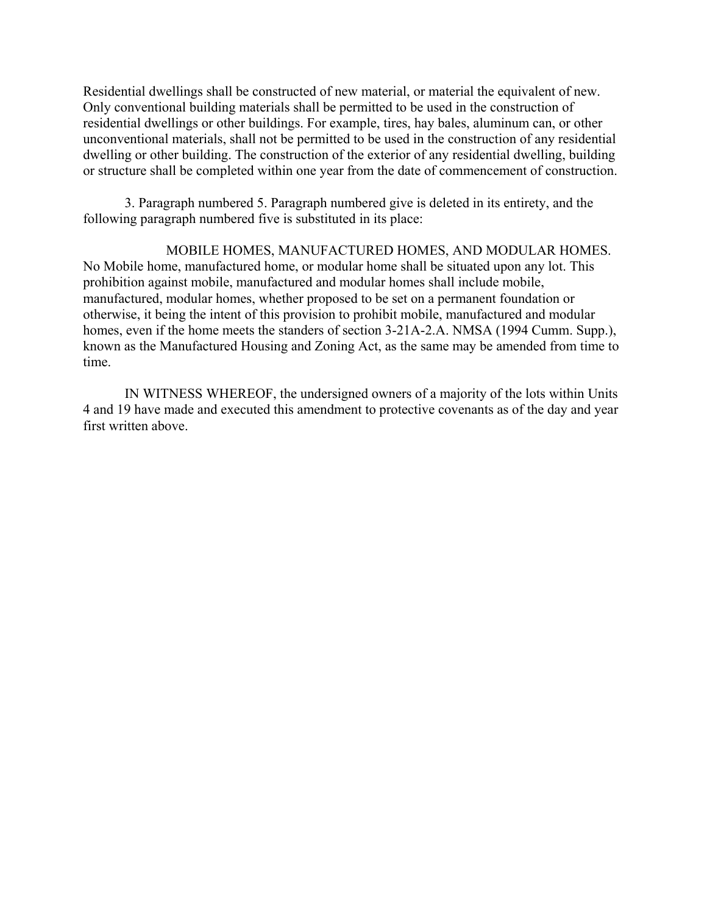Residential dwellings shall be constructed of new material, or material the equivalent of new. Only conventional building materials shall be permitted to be used in the construction of residential dwellings or other buildings. For example, tires, hay bales, aluminum can, or other unconventional materials, shall not be permitted to be used in the construction of any residential dwelling or other building. The construction of the exterior of any residential dwelling, building or structure shall be completed within one year from the date of commencement of construction.

3. Paragraph numbered 5. Paragraph numbered give is deleted in its entirety, and the following paragraph numbered five is substituted in its place:

MOBILE HOMES, MANUFACTURED HOMES, AND MODULAR HOMES. No Mobile home, manufactured home, or modular home shall be situated upon any lot. This prohibition against mobile, manufactured and modular homes shall include mobile, manufactured, modular homes, whether proposed to be set on a permanent foundation or otherwise, it being the intent of this provision to prohibit mobile, manufactured and modular homes, even if the home meets the standers of section 3-21A-2.A. NMSA (1994 Cumm. Supp.), known as the Manufactured Housing and Zoning Act, as the same may be amended from time to time.

IN WITNESS WHEREOF, the undersigned owners of a majority of the lots within Units 4 and 19 have made and executed this amendment to protective covenants as of the day and year first written above.